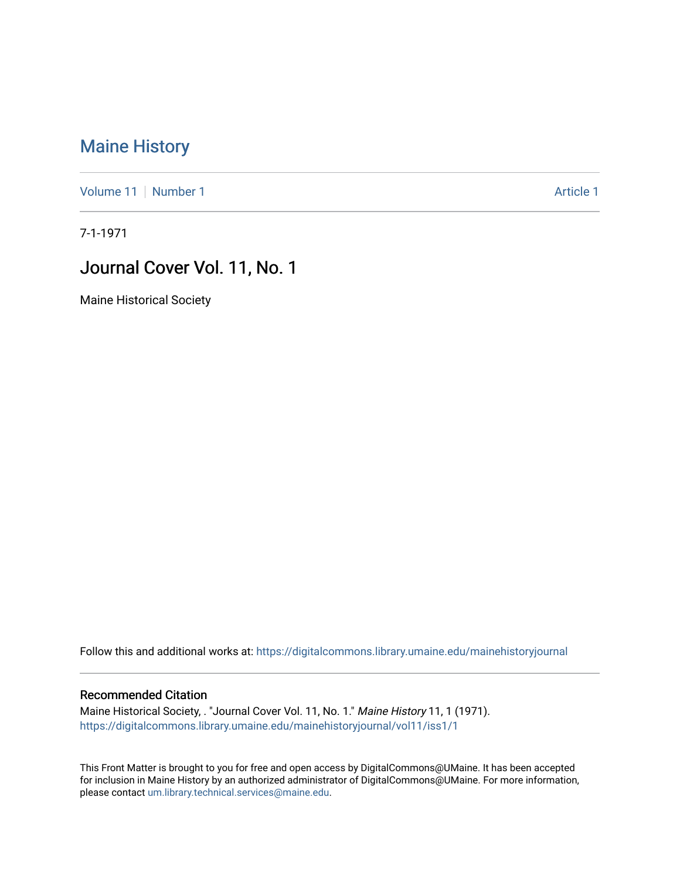# Maine History

Volume 11 | Number 1 | Article 1

7-1-1971

## Journal Cover Vol. 11, No. 1

Maine Historical Society

Follow this and additional works at: https://digitalcommons.library.umaine.edu/mainehistoryjournal

### Recommended Citation

Maine Historical Society, . "Journal Cover Vol. 11, No. 1." *Maine History* 11, 1 (1971).
https://digitalcommons.library.umaine.edu/mainehistoryjournal/vol11/iss1/1

This Front Matter is brought to you for free and open access by DigitalCommons@UMaine. It has been accepted for inclusion in Maine History by an authorized administrator of DigitalCommons@UMaine. For more information, please contact um.library.technical.services@maine.edu.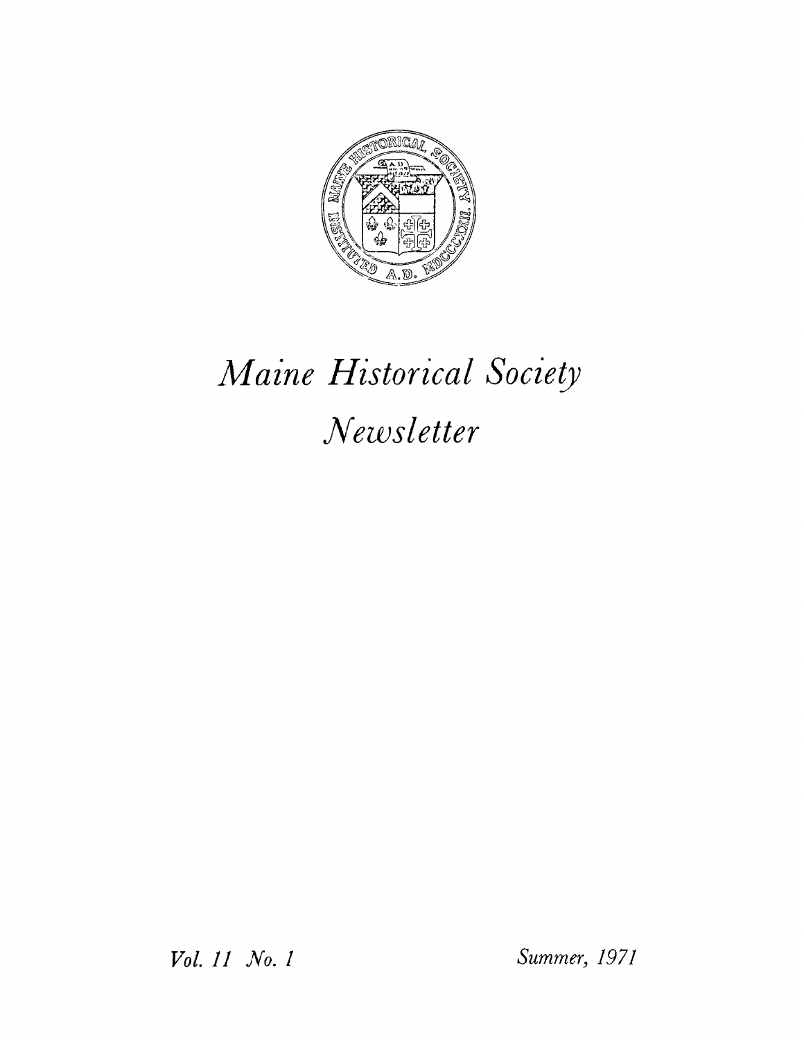# *Maine Historical Society Newsletter*

*Vol. 11 No. 1*

*Summer, 1971*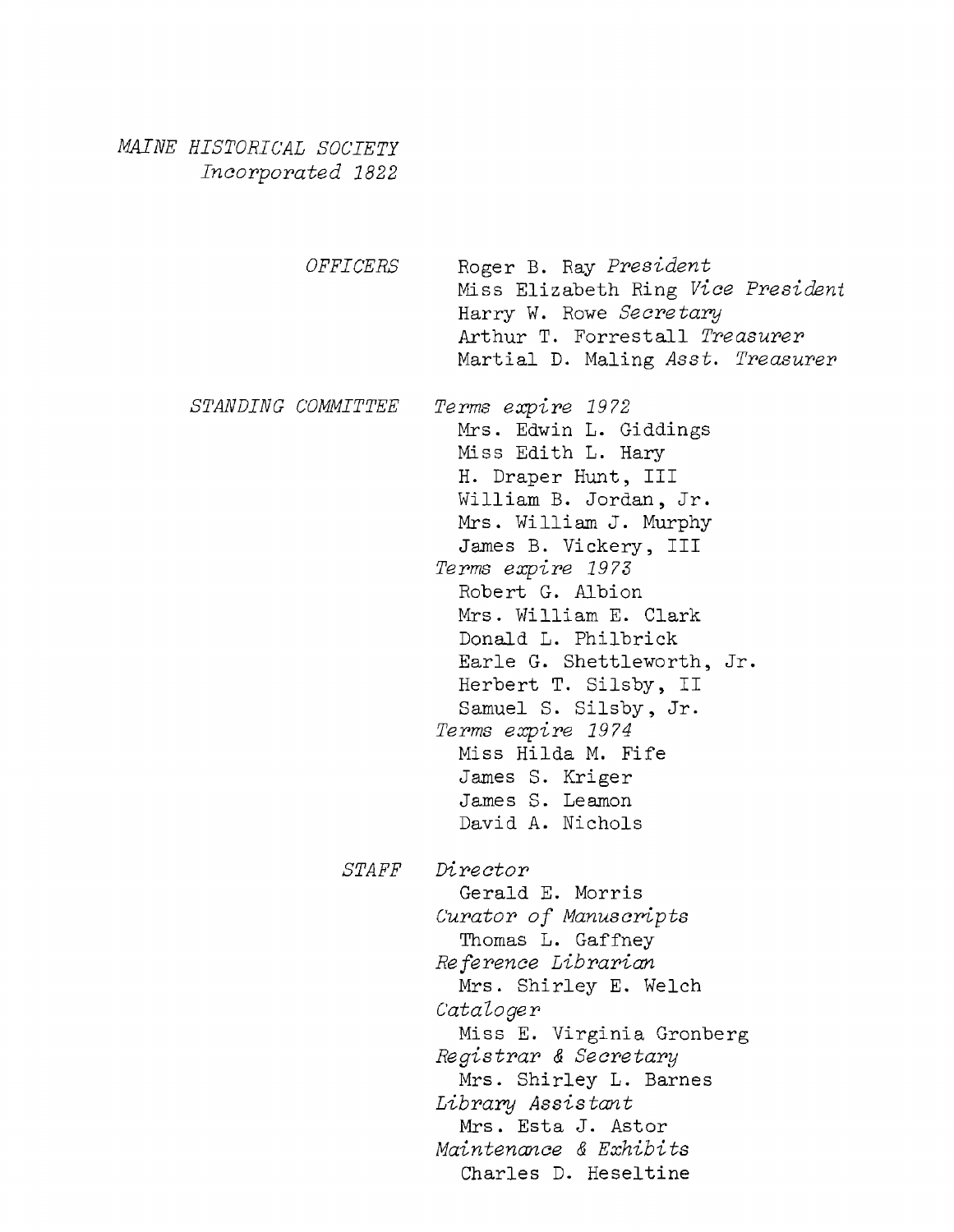*MAINE HISTORICAL SOCIETY*
*Incorporated 1822*

*OFFICERS*

Roger B. Ray *President*
Miss Elizabeth Ring *Vice President*
Harry W. Rowe *Secretary*
Arthur T. Forrestall *Treasurer*
Martial D. Maling *Asst. Treasurer*

*STANDING COMMITTEE*

*Terms expire 1972*
Mrs. Edwin L. Giddings
Miss Edith L. Hary
H. Draper Hunt, III
William B. Jordan, Jr.
Mrs. William J. Murphy
James B. Vickery, III

*Terms expire 1973*
Robert G. Albion
Mrs. William E. Clark
Donald L. Philbrick
Earle G. Shettleworth, Jr.
Herbert T. Silsby, II
Samuel S. Silsby, Jr.

*Terms expire 1974*
Miss Hilda M. Fife
James S. Kriger
James S. Leamon
David A. Nichols

*STAFF*

*Director*
Gerald E. Morris

*Curator of Manuscripts*
Thomas L. Gaffney

*Reference Librarian*
Mrs. Shirley E. Welch

*Cataloger*
Miss E. Virginia Gronberg

*Registrar & Secretary*
Mrs. Shirley L. Barnes

*Library Assistant*
Mrs. Esta J. Astor

*Maintenance & Exhibits*
Charles D. Heseltine